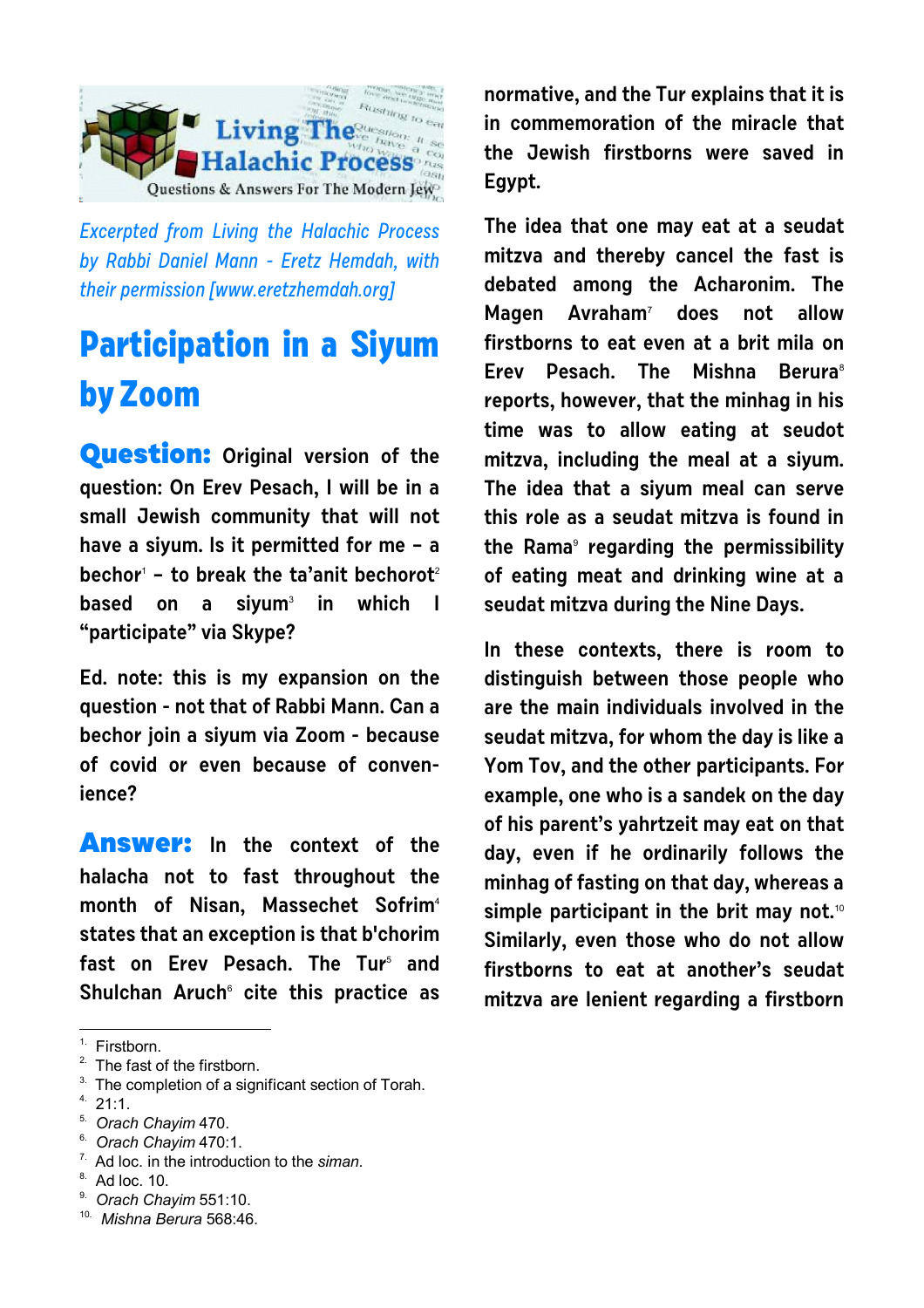*Excerpted from Living the Halachic Process by Rabbi Daniel Mann - Eretz Hemdah, with their permission [www.eretzhemdah.org]*

# Participation in a Siyum by Zoom

**Question:** **Original version of the question: On Erev Pesach, I will be in a small Jewish community that will not have a siyum. Is it permitted for me – a bechor[1] – to break the ta'anit bechorot[2] based on a siyum[3] in which I "participate" via Skype?**

**Ed. note: this is my expansion on the question - not that of Rabbi Mann. Can a bechor join a siyum via Zoom - because of covid or even because of convenience?**

**Answer:** **In the context of the halacha not to fast throughout the month of Nisan, Massechet Sofrim[4] states that an exception is that b'chorim fast on Erev Pesach. The Tur[5] and Shulchan Aruch[6] cite this practice as normative, and the Tur explains that it is in commemoration of the miracle that the Jewish firstborns were saved in Egypt.**

**The idea that one may eat at a seudat mitzva and thereby cancel the fast is debated among the Acharonim. The Magen Avraham[7] does not allow firstborns to eat even at a brit mila on Erev Pesach. The Mishna Berura[8] reports, however, that the minhag in his time was to allow eating at seudot mitzva, including the meal at a siyum. The idea that a siyum meal can serve this role as a seudat mitzva is found in the Rama[9] regarding the permissibility of eating meat and drinking wine at a seudat mitzva during the Nine Days.**

**In these contexts, there is room to distinguish between those people who are the main individuals involved in the seudat mitzva, for whom the day is like a Yom Tov, and the other participants. For example, one who is a sandek on the day of his parent's yahrtzeit may eat on that day, even if he ordinarily follows the minhag of fasting on that day, whereas a simple participant in the brit may not.[10] Similarly, even those who do not allow firstborns to eat at another's seudat mitzva are lenient regarding a firstborn**

---

1. Firstborn.
2. The fast of the firstborn.
3. The completion of a significant section of Torah.
4. 21:1.
5. *Orach Chayim* 470.
6. *Orach Chayim* 470:1.
7. Ad loc. in the introduction to the *siman*.
8. Ad loc. 10.
9. *Orach Chayim* 551:10.
10. *Mishna Berura* 568:46.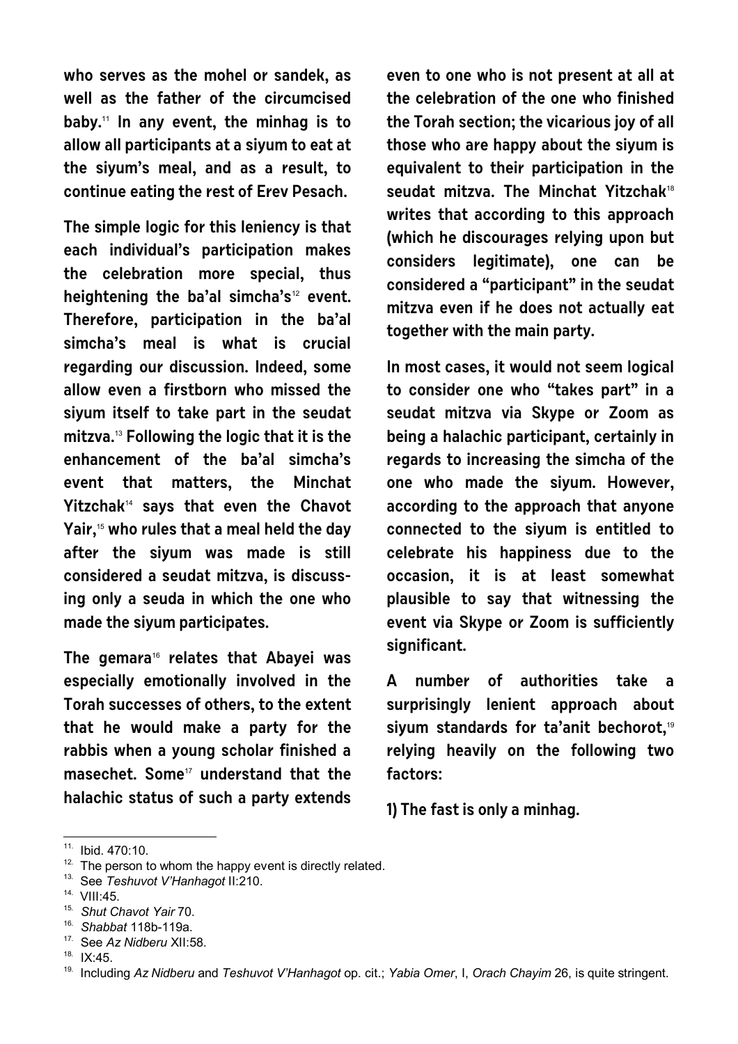who serves as the mohel or sandek, as well as the father of the circumcised baby.[11] In any event, the minhag is to allow all participants at a siyum to eat at the siyum's meal, and as a result, to continue eating the rest of Erev Pesach.

The simple logic for this leniency is that each individual's participation makes the celebration more special, thus heightening the ba'al simcha's[12] event. Therefore, participation in the ba'al simcha's meal is what is crucial regarding our discussion. Indeed, some allow even a firstborn who missed the siyum itself to take part in the seudat mitzva.[13] Following the logic that it is the enhancement of the ba'al simcha's event that matters, the Minchat Yitzchak[14] says that even the Chavot Yair,[15] who rules that a meal held the day after the siyum was made is still considered a seudat mitzva, is discussing only a seuda in which the one who made the siyum participates.

The gemara[16] relates that Abayei was especially emotionally involved in the Torah successes of others, to the extent that he would make a party for the rabbis when a young scholar finished a masechet. Some[17] understand that the halachic status of such a party extends even to one who is not present at all at the celebration of the one who finished the Torah section; the vicarious joy of all those who are happy about the siyum is equivalent to their participation in the seudat mitzva. The Minchat Yitzchak[18] writes that according to this approach (which he discourages relying upon but considers legitimate), one can be considered a "participant" in the seudat mitzva even if he does not actually eat together with the main party.

In most cases, it would not seem logical to consider one who "takes part" in a seudat mitzva via Skype or Zoom as being a halachic participant, certainly in regards to increasing the simcha of the one who made the siyum. However, according to the approach that anyone connected to the siyum is entitled to celebrate his happiness due to the occasion, it is at least somewhat plausible to say that witnessing the event via Skype or Zoom is sufficiently significant.

A number of authorities take a surprisingly lenient approach about siyum standards for ta'anit bechorot,[19] relying heavily on the following two factors:

1) The fast is only a minhag.

---

11. Ibid. 470:10.
12. The person to whom the happy event is directly related.
13. See *Teshuvot V'Hanhagot* II:210.
14. VIII:45.
15. *Shut Chavot Yair* 70.
16. *Shabbat* 118b-119a.
17. See *Az Nidberu* XII:58.
18. IX:45.
19. Including *Az Nidberu* and *Teshuvot V'Hanhagot* op. cit.; *Yabia Omer*, I, *Orach Chayim* 26, is quite stringent.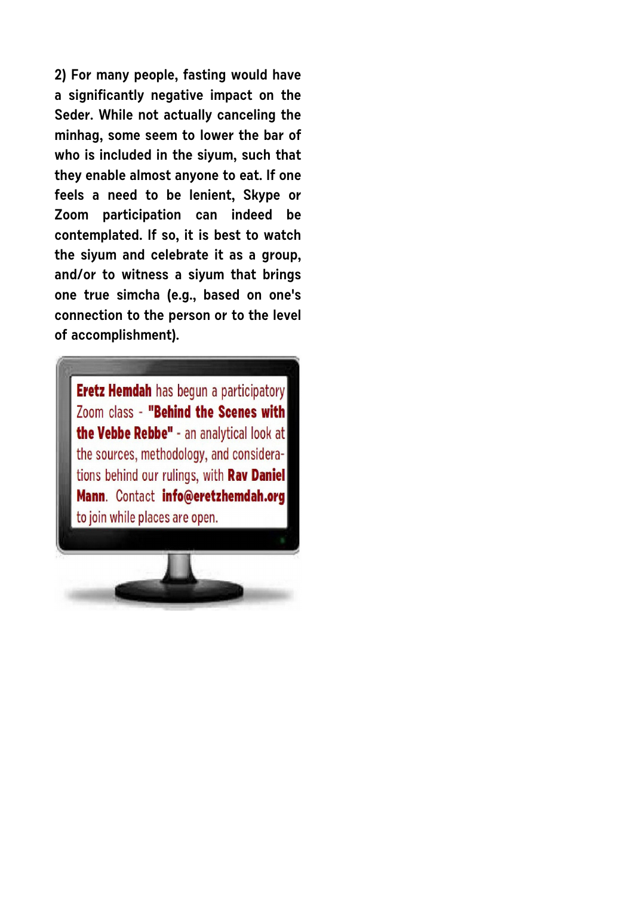**2) For many people, fasting would have a significantly negative impact on the Seder. While not actually canceling the minhag, some seem to lower the bar of who is included in the siyum, such that they enable almost anyone to eat. If one feels a need to be lenient, Skype or Zoom participation can indeed be contemplated. If so, it is best to watch the siyum and celebrate it as a group, and/or to witness a siyum that brings one true simcha (e.g., based on one's connection to the person or to the level of accomplishment).**

**Eretz Hemdah** has begun a participatory Zoom class - **"Behind the Scenes with the Vebbe Rebbe"** - an analytical look at the sources, methodology, and considerations behind our rulings, with **Rav Daniel Mann**. Contact **info@eretzhemdah.org** to join while places are open.